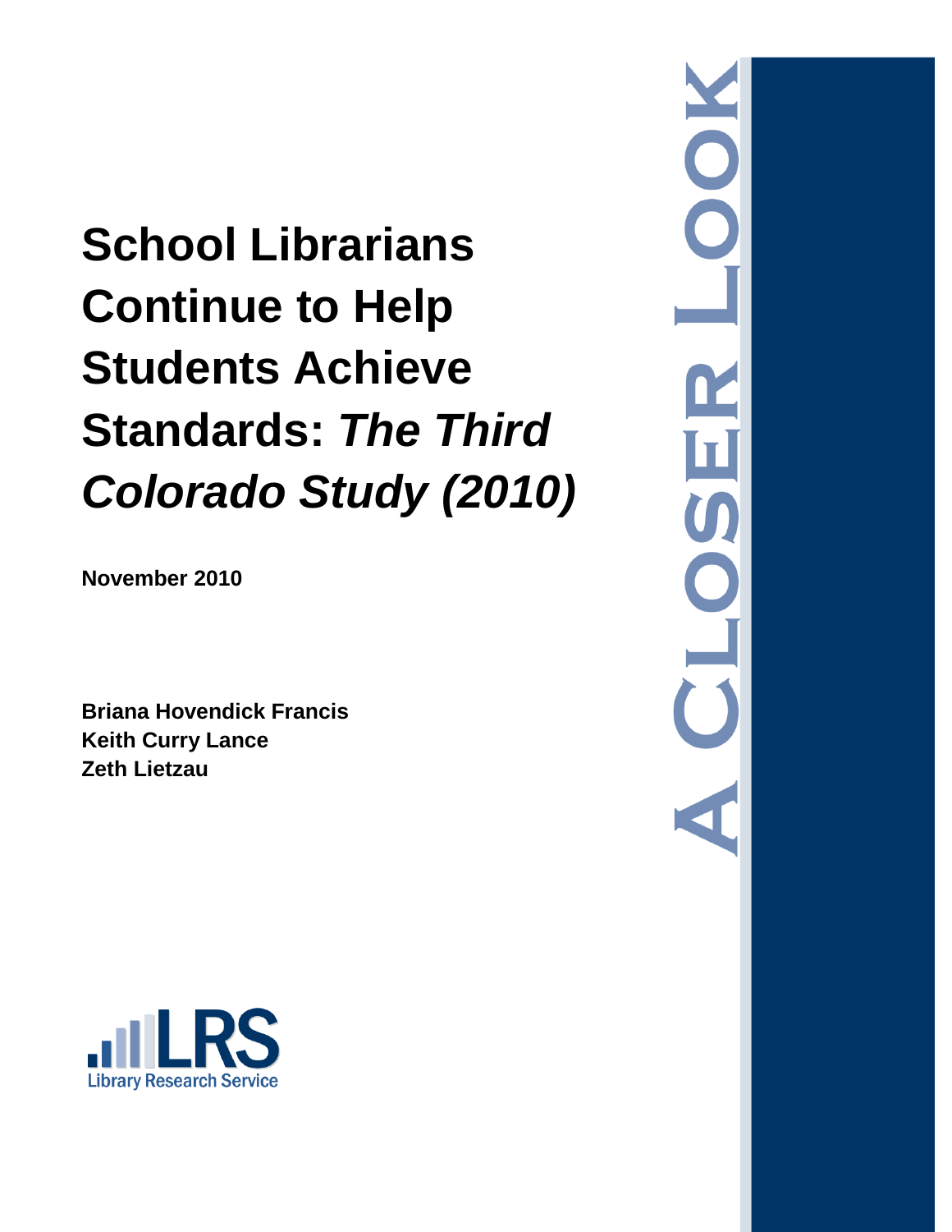# School Librarians Continue to Help Students Achieve Standards: *The Third Colorado Study (2010)*

**November 2010**

**Briana Hovendick Francis**
**Keith Curry Lance**
**Zeth Lietzau**

LRS
Library Research Service

A CLOSER LOOK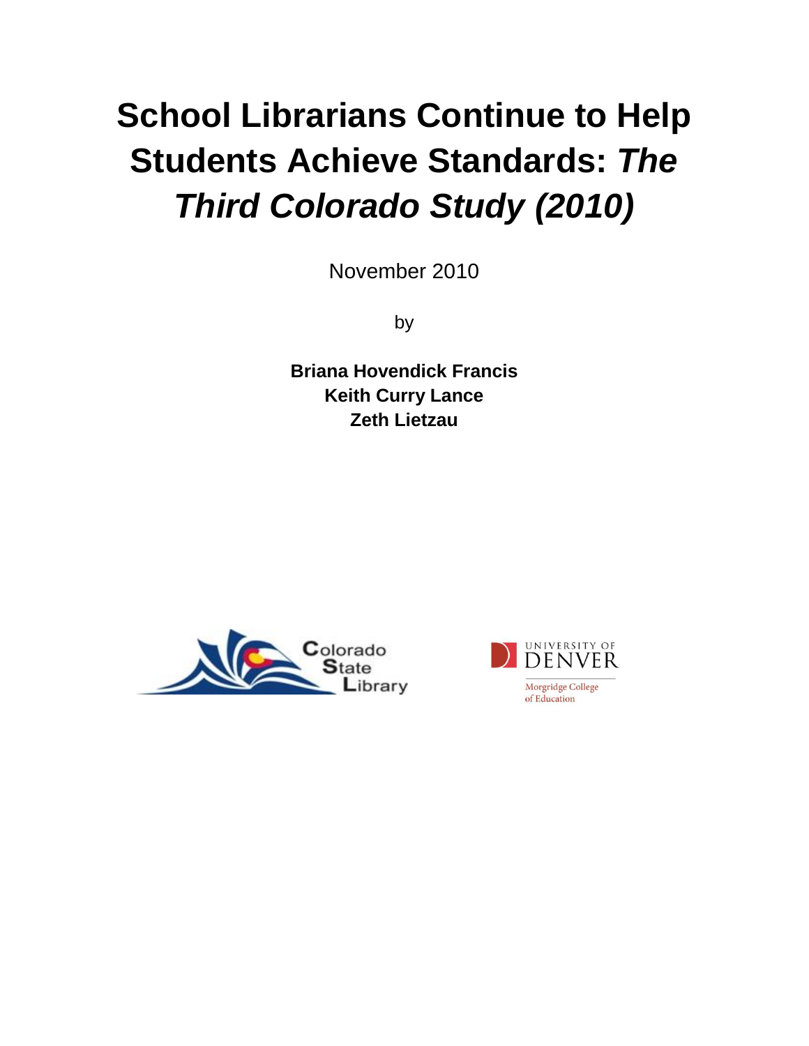# School Librarians Continue to Help Students Achieve Standards: *The Third Colorado Study (2010)*

November 2010

by

**Briana Hovendick Francis**
**Keith Curry Lance**
**Zeth Lietzau**

Colorado State Library

University of Denver
Morgridge College of Education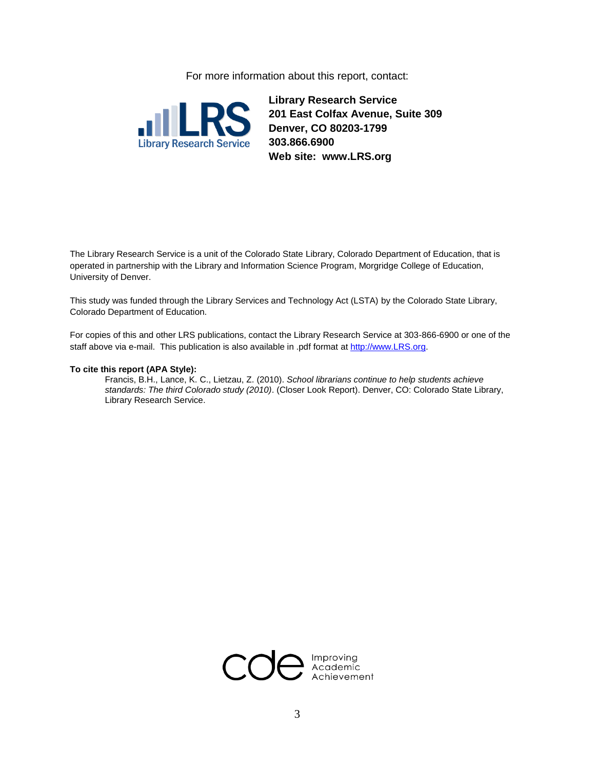For more information about this report, contact:

**Library Research Service**
**201 East Colfax Avenue, Suite 309**
**Denver, CO 80203-1799**
**303.866.6900**
**Web site: www.LRS.org**

The Library Research Service is a unit of the Colorado State Library, Colorado Department of Education, that is operated in partnership with the Library and Information Science Program, Morgridge College of Education, University of Denver.

This study was funded through the Library Services and Technology Act (LSTA) by the Colorado State Library, Colorado Department of Education.

For copies of this and other LRS publications, contact the Library Research Service at 303-866-6900 or one of the staff above via e-mail. This publication is also available in .pdf format at http://www.LRS.org.

**To cite this report (APA Style):**

Francis, B.H., Lance, K. C., Lietzau, Z. (2010). *School librarians continue to help students achieve standards: The third Colorado study (2010)*. (Closer Look Report). Denver, CO: Colorado State Library, Library Research Service.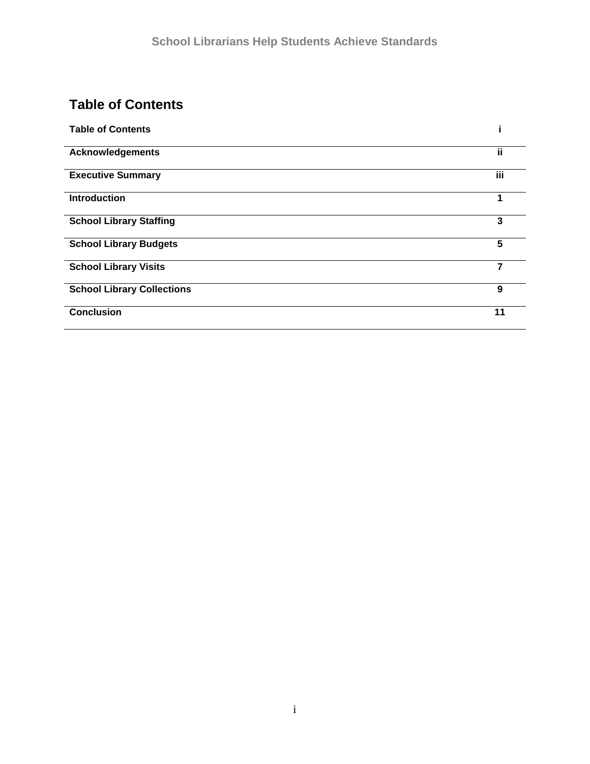## Table of Contents

| | |
|---|---|
| **Table of Contents** | **i** |
| **Acknowledgements** | **ii** |
| **Executive Summary** | **iii** |
| **Introduction** | **1** |
| **School Library Staffing** | **3** |
| **School Library Budgets** | **5** |
| **School Library Visits** | **7** |
| **School Library Collections** | **9** |
| **Conclusion** | **11** |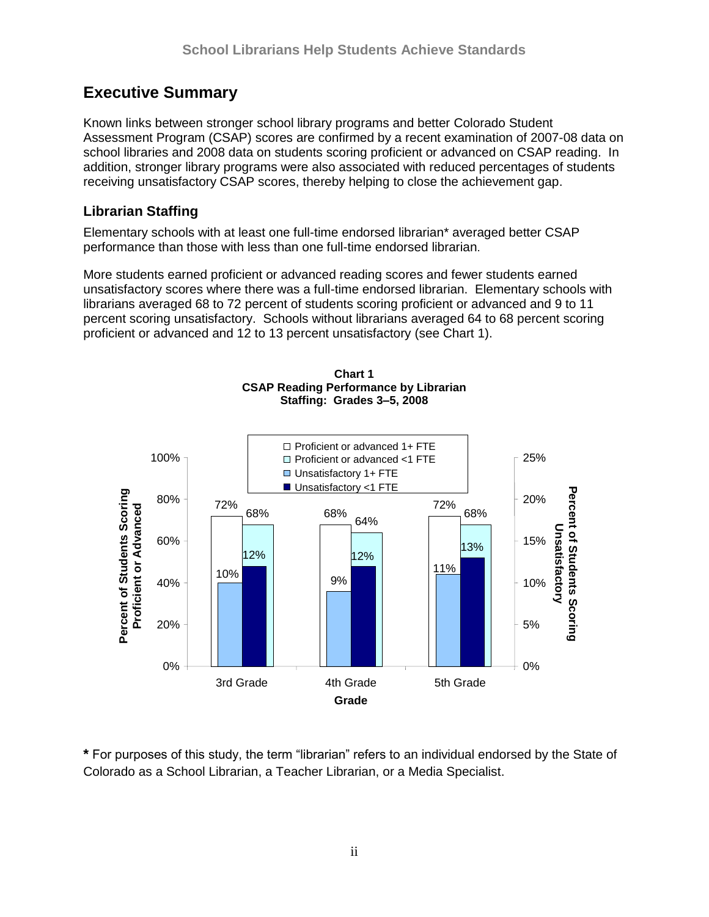## Executive Summary

Known links between stronger school library programs and better Colorado Student Assessment Program (CSAP) scores are confirmed by a recent examination of 2007-08 data on school libraries and 2008 data on students scoring proficient or advanced on CSAP reading. In addition, stronger library programs were also associated with reduced percentages of students receiving unsatisfactory CSAP scores, thereby helping to close the achievement gap.

### Librarian Staffing

Elementary schools with at least one full-time endorsed librarian* averaged better CSAP performance than those with less than one full-time endorsed librarian.

More students earned proficient or advanced reading scores and fewer students earned unsatisfactory scores where there was a full-time endorsed librarian. Elementary schools with librarians averaged 68 to 72 percent of students scoring proficient or advanced and 9 to 11 percent scoring unsatisfactory. Schools without librarians averaged 64 to 68 percent scoring proficient or advanced and 12 to 13 percent unsatisfactory (see Chart 1).

**Chart 1**
**CSAP Reading Performance by Librarian Staffing: Grades 3–5, 2008**

| Grade | Proficient or advanced 1+ FTE | Proficient or advanced <1 FTE | Unsatisfactory 1+ FTE | Unsatisfactory <1 FTE |
|---|---|---|---|---|
| 3rd Grade | 72% | 68% | 10% | 12% |
| 4th Grade | 68% | 64% | 9% | 12% |
| 5th Grade | 72% | 68% | 11% | 13% |

**\*** For purposes of this study, the term "librarian" refers to an individual endorsed by the State of Colorado as a School Librarian, a Teacher Librarian, or a Media Specialist.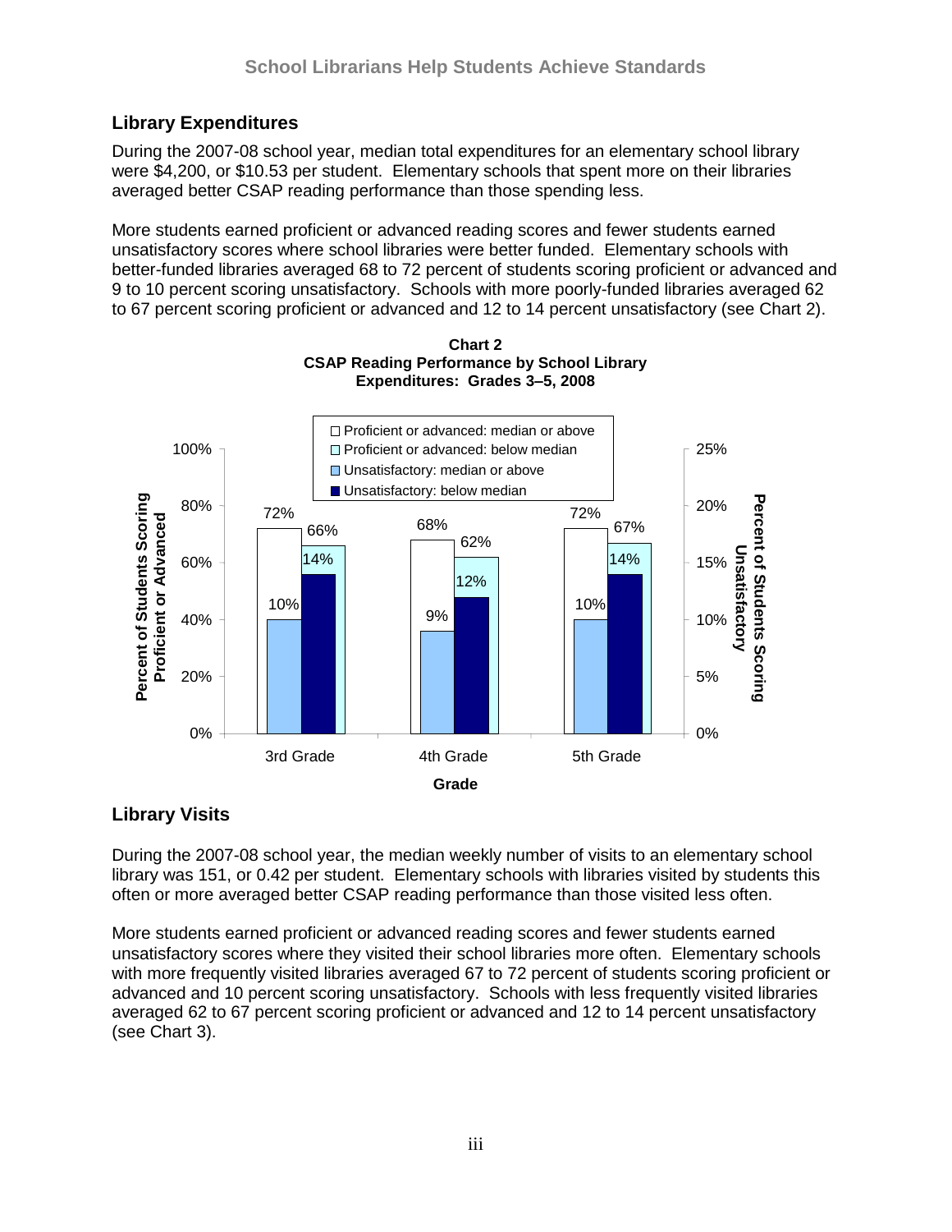## Library Expenditures

During the 2007-08 school year, median total expenditures for an elementary school library were $4,200, or $10.53 per student. Elementary schools that spent more on their libraries averaged better CSAP reading performance than those spending less.

More students earned proficient or advanced reading scores and fewer students earned unsatisfactory scores where school libraries were better funded. Elementary schools with better-funded libraries averaged 68 to 72 percent of students scoring proficient or advanced and 9 to 10 percent scoring unsatisfactory. Schools with more poorly-funded libraries averaged 62 to 67 percent scoring proficient or advanced and 12 to 14 percent unsatisfactory (see Chart 2).

**Chart 2**
**CSAP Reading Performance by School Library Expenditures: Grades 3–5, 2008**

| Grade | Proficient or advanced: median or above | Proficient or advanced: below median | Unsatisfactory: median or above | Unsatisfactory: below median |
|---|---|---|---|---|
| 3rd Grade | 72% | 66% | 10% | 14% |
| 4th Grade | 68% | 62% | 9% | 12% |
| 5th Grade | 72% | 67% | 10% | 14% |

## Library Visits

During the 2007-08 school year, the median weekly number of visits to an elementary school library was 151, or 0.42 per student. Elementary schools with libraries visited by students this often or more averaged better CSAP reading performance than those visited less often.

More students earned proficient or advanced reading scores and fewer students earned unsatisfactory scores where they visited their school libraries more often. Elementary schools with more frequently visited libraries averaged 67 to 72 percent of students scoring proficient or advanced and 10 percent scoring unsatisfactory. Schools with less frequently visited libraries averaged 62 to 67 percent scoring proficient or advanced and 12 to 14 percent unsatisfactory (see Chart 3).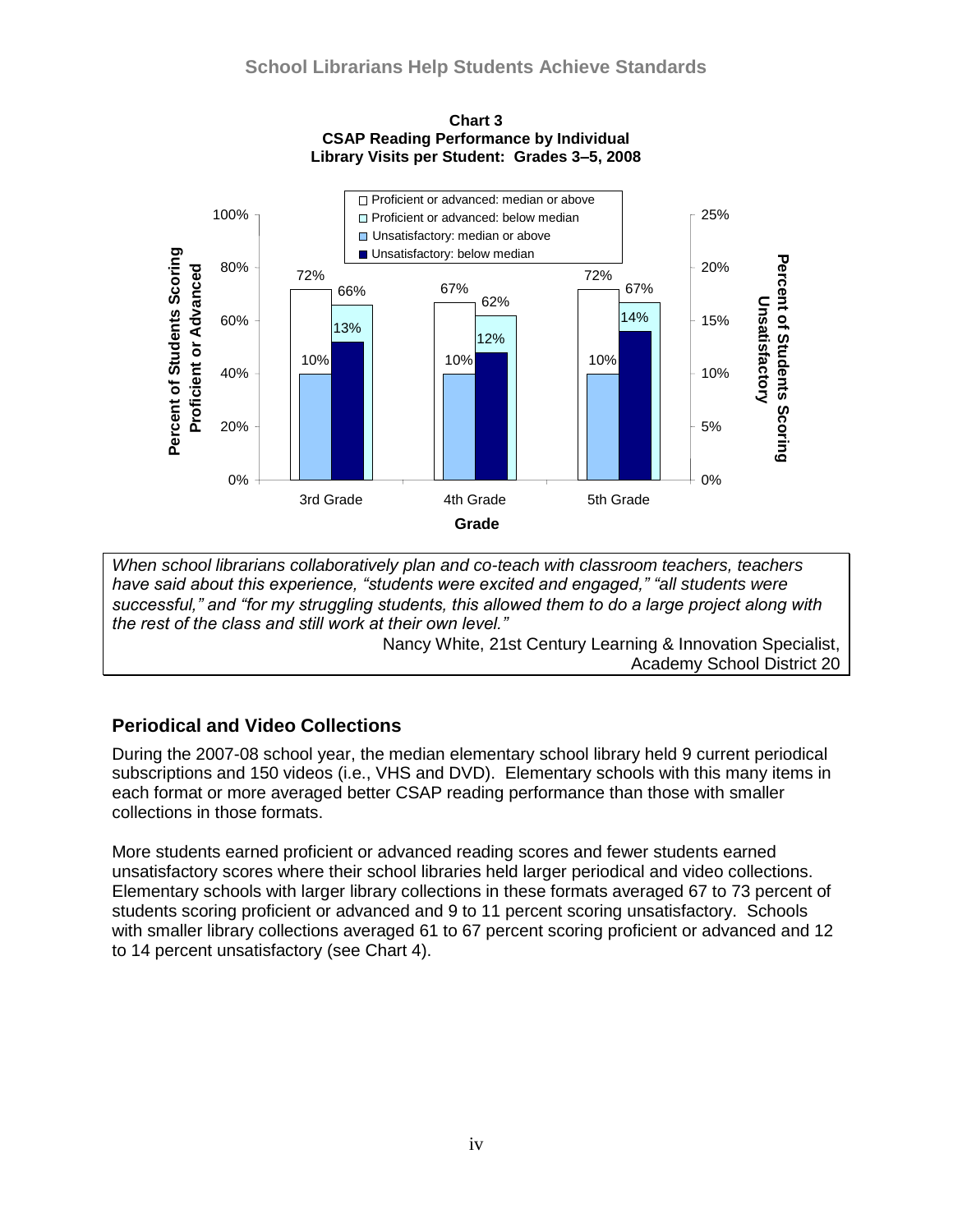**Chart 3**
**CSAP Reading Performance by Individual Library Visits per Student: Grades 3–5, 2008**

| Grade | Proficient or advanced: median or above | Proficient or advanced: below median | Unsatisfactory: median or above | Unsatisfactory: below median |
|---|---|---|---|---|
| 3rd Grade | 72% | 66% | 10% | 13% |
| 4th Grade | 67% | 62% | 10% | 12% |
| 5th Grade | 72% | 67% | 10% | 14% |

*When school librarians collaboratively plan and co-teach with classroom teachers, teachers have said about this experience, "students were excited and engaged," "all students were successful," and "for my struggling students, this allowed them to do a large project along with the rest of the class and still work at their own level."*

Nancy White, 21st Century Learning & Innovation Specialist, Academy School District 20

## Periodical and Video Collections

During the 2007-08 school year, the median elementary school library held 9 current periodical subscriptions and 150 videos (i.e., VHS and DVD). Elementary schools with this many items in each format or more averaged better CSAP reading performance than those with smaller collections in those formats.

More students earned proficient or advanced reading scores and fewer students earned unsatisfactory scores where their school libraries held larger periodical and video collections. Elementary schools with larger library collections in these formats averaged 67 to 73 percent of students scoring proficient or advanced and 9 to 11 percent scoring unsatisfactory. Schools with smaller library collections averaged 61 to 67 percent scoring proficient or advanced and 12 to 14 percent unsatisfactory (see Chart 4).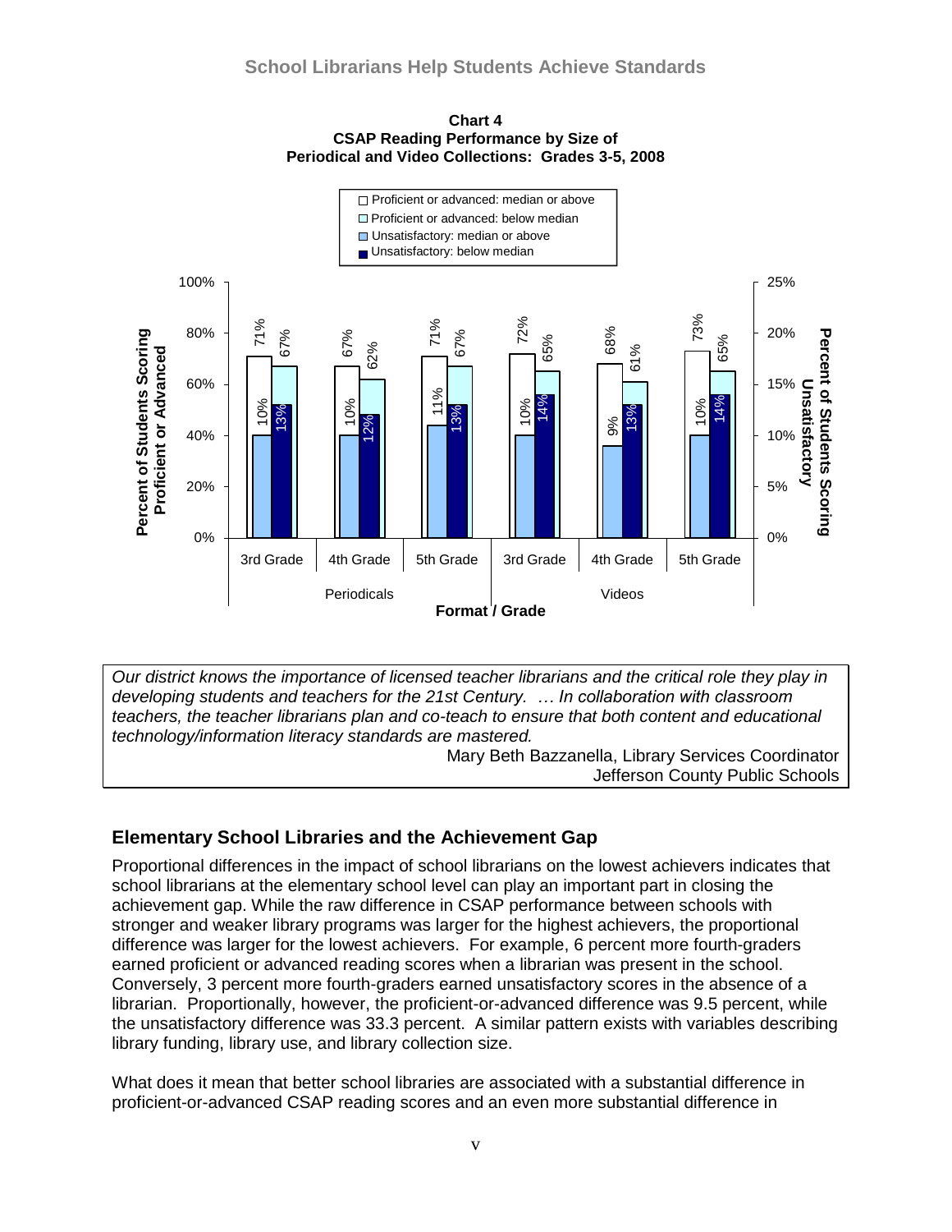**Chart 4**
**CSAP Reading Performance by Size of Periodical and Video Collections: Grades 3-5, 2008**

| Format | Grade | Proficient or advanced: median or above | Proficient or advanced: below median | Unsatisfactory: median or above | Unsatisfactory: below median |
|---|---|---|---|---|---|
| Periodicals | 3rd Grade | 71% | 67% | 10% | 13% |
| Periodicals | 4th Grade | 67% | 62% | 10% | 12% |
| Periodicals | 5th Grade | 71% | 67% | 11% | 13% |
| Videos | 3rd Grade | 72% | 65% | 10% | 14% |
| Videos | 4th Grade | 68% | 61% | 9% | 13% |
| Videos | 5th Grade | 73% | 65% | 10% | 14% |

*Our district knows the importance of licensed teacher librarians and the critical role they play in developing students and teachers for the 21st Century. … In collaboration with classroom teachers, the teacher librarians plan and co-teach to ensure that both content and educational technology/information literacy standards are mastered.*

Mary Beth Bazzanella, Library Services Coordinator
Jefferson County Public Schools

## Elementary School Libraries and the Achievement Gap

Proportional differences in the impact of school librarians on the lowest achievers indicates that school librarians at the elementary school level can play an important part in closing the achievement gap. While the raw difference in CSAP performance between schools with stronger and weaker library programs was larger for the highest achievers, the proportional difference was larger for the lowest achievers. For example, 6 percent more fourth-graders earned proficient or advanced reading scores when a librarian was present in the school. Conversely, 3 percent more fourth-graders earned unsatisfactory scores in the absence of a librarian. Proportionally, however, the proficient-or-advanced difference was 9.5 percent, while the unsatisfactory difference was 33.3 percent. A similar pattern exists with variables describing library funding, library use, and library collection size.

What does it mean that better school libraries are associated with a substantial difference in proficient-or-advanced CSAP reading scores and an even more substantial difference in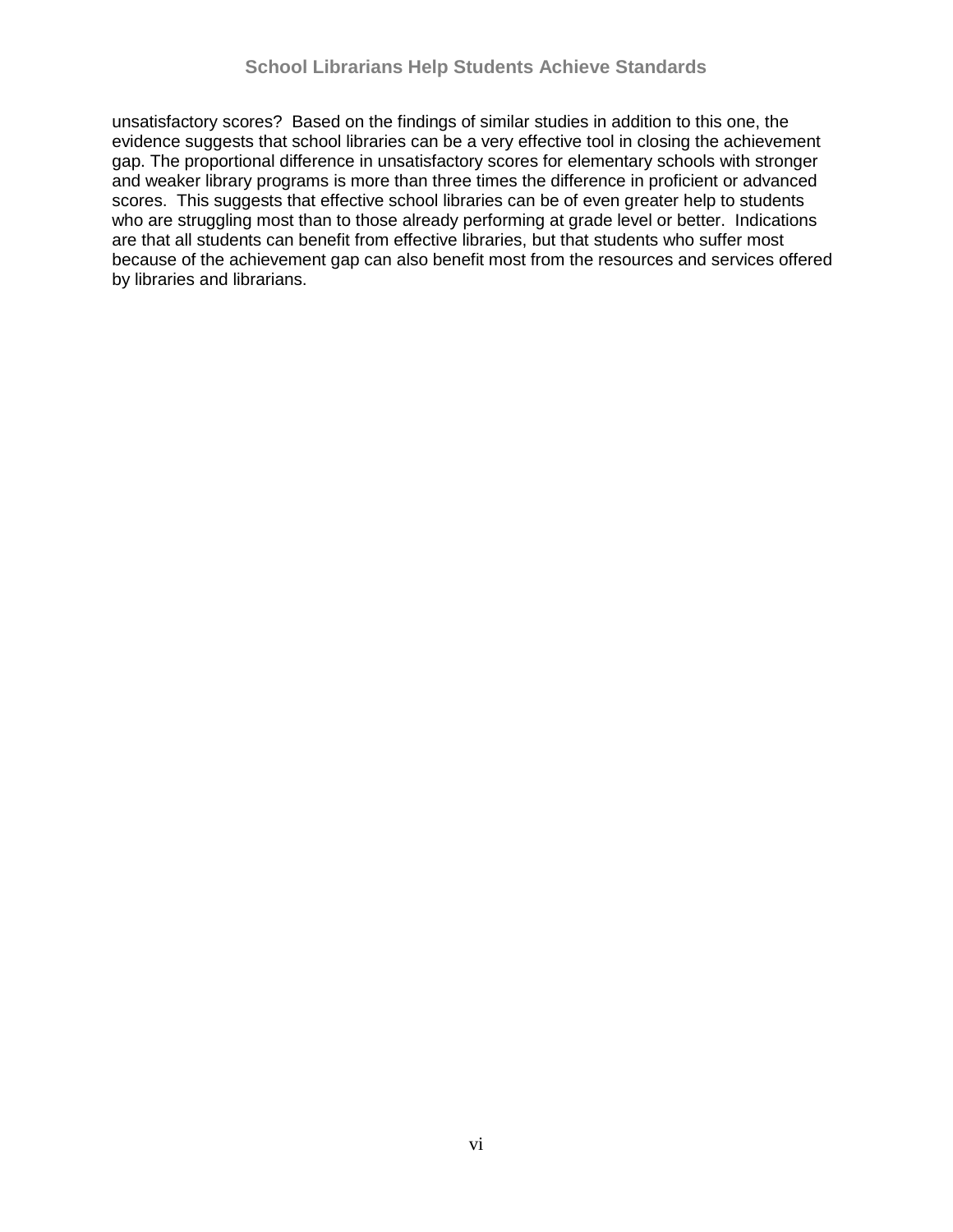unsatisfactory scores? Based on the findings of similar studies in addition to this one, the evidence suggests that school libraries can be a very effective tool in closing the achievement gap. The proportional difference in unsatisfactory scores for elementary schools with stronger and weaker library programs is more than three times the difference in proficient or advanced scores. This suggests that effective school libraries can be of even greater help to students who are struggling most than to those already performing at grade level or better. Indications are that all students can benefit from effective libraries, but that students who suffer most because of the achievement gap can also benefit most from the resources and services offered by libraries and librarians.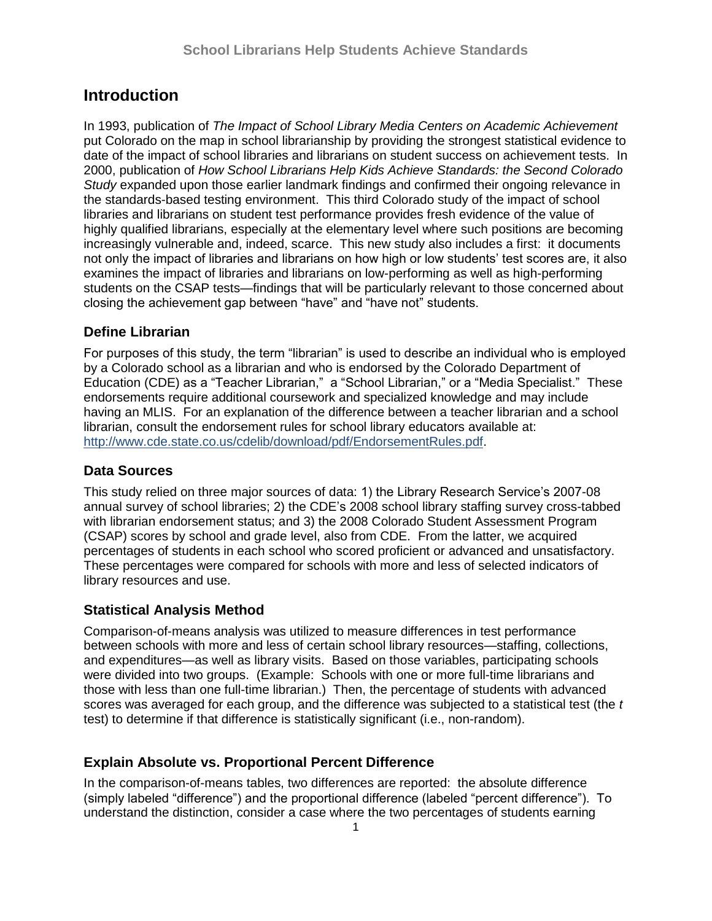## Introduction

In 1993, publication of *The Impact of School Library Media Centers on Academic Achievement* put Colorado on the map in school librarianship by providing the strongest statistical evidence to date of the impact of school libraries and librarians on student success on achievement tests. In 2000, publication of *How School Librarians Help Kids Achieve Standards: the Second Colorado Study* expanded upon those earlier landmark findings and confirmed their ongoing relevance in the standards-based testing environment. This third Colorado study of the impact of school libraries and librarians on student test performance provides fresh evidence of the value of highly qualified librarians, especially at the elementary level where such positions are becoming increasingly vulnerable and, indeed, scarce. This new study also includes a first: it documents not only the impact of libraries and librarians on how high or low students' test scores are, it also examines the impact of libraries and librarians on low-performing as well as high-performing students on the CSAP tests—findings that will be particularly relevant to those concerned about closing the achievement gap between "have" and "have not" students.

### Define Librarian

For purposes of this study, the term "librarian" is used to describe an individual who is employed by a Colorado school as a librarian and who is endorsed by the Colorado Department of Education (CDE) as a "Teacher Librarian," a "School Librarian," or a "Media Specialist." These endorsements require additional coursework and specialized knowledge and may include having an MLIS. For an explanation of the difference between a teacher librarian and a school librarian, consult the endorsement rules for school library educators available at: [http://www.cde.state.co.us/cdelib/download/pdf/EndorsementRules.pdf](http://www.cde.state.co.us/cdelib/download/pdf/EndorsementRules.pdf).

### Data Sources

This study relied on three major sources of data: 1) the Library Research Service's 2007-08 annual survey of school libraries; 2) the CDE's 2008 school library staffing survey cross-tabbed with librarian endorsement status; and 3) the 2008 Colorado Student Assessment Program (CSAP) scores by school and grade level, also from CDE. From the latter, we acquired percentages of students in each school who scored proficient or advanced and unsatisfactory. These percentages were compared for schools with more and less of selected indicators of library resources and use.

### Statistical Analysis Method

Comparison-of-means analysis was utilized to measure differences in test performance between schools with more and less of certain school library resources—staffing, collections, and expenditures—as well as library visits. Based on those variables, participating schools were divided into two groups. (Example: Schools with one or more full-time librarians and those with less than one full-time librarian.) Then, the percentage of students with advanced scores was averaged for each group, and the difference was subjected to a statistical test (the *t* test) to determine if that difference is statistically significant (i.e., non-random).

### Explain Absolute vs. Proportional Percent Difference

In the comparison-of-means tables, two differences are reported: the absolute difference (simply labeled "difference") and the proportional difference (labeled "percent difference"). To understand the distinction, consider a case where the two percentages of students earning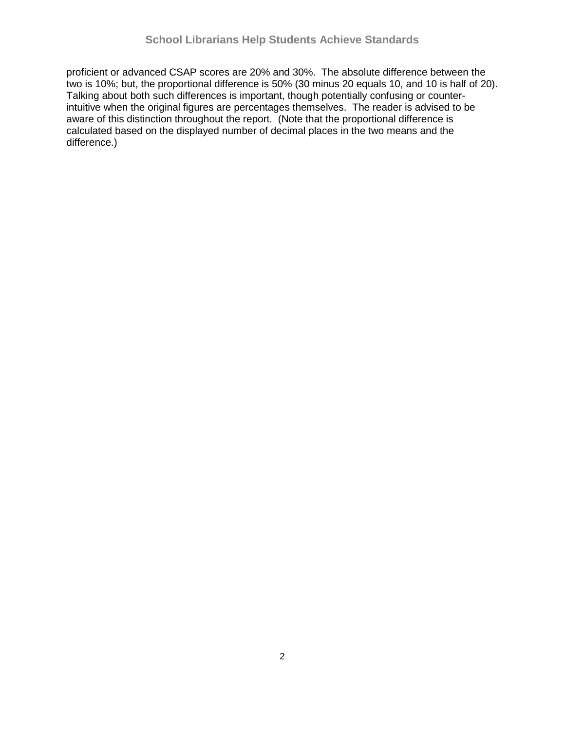proficient or advanced CSAP scores are 20% and 30%. The absolute difference between the two is 10%; but, the proportional difference is 50% (30 minus 20 equals 10, and 10 is half of 20). Talking about both such differences is important, though potentially confusing or counter-intuitive when the original figures are percentages themselves. The reader is advised to be aware of this distinction throughout the report. (Note that the proportional difference is calculated based on the displayed number of decimal places in the two means and the difference.)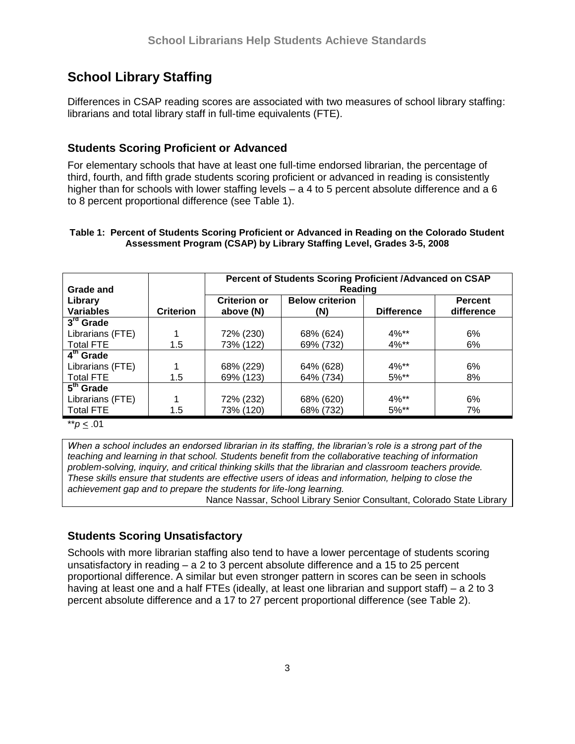## School Library Staffing

Differences in CSAP reading scores are associated with two measures of school library staffing: librarians and total library staff in full-time equivalents (FTE).

### Students Scoring Proficient or Advanced

For elementary schools that have at least one full-time endorsed librarian, the percentage of third, fourth, and fifth grade students scoring proficient or advanced in reading is consistently higher than for schools with lower staffing levels – a 4 to 5 percent absolute difference and a 6 to 8 percent proportional difference (see Table 1).

**Table 1: Percent of Students Scoring Proficient or Advanced in Reading on the Colorado Student Assessment Program (CSAP) by Library Staffing Level, Grades 3-5, 2008**

| Grade and Library Variables | Criterion | Percent of Students Scoring Proficient /Advanced on CSAP Reading | | | |
|---|---|---|---|---|---|
| | | Criterion or above (N) | Below criterion (N) | Difference | Percent difference |
| **3rd Grade** | | | | | |
| Librarians (FTE) | 1 | 72% (230) | 68% (624) | 4%** | 6% |
| Total FTE | 1.5 | 73% (122) | 69% (732) | 4%** | 6% |
| **4th Grade** | | | | | |
| Librarians (FTE) | 1 | 68% (229) | 64% (628) | 4%** | 6% |
| Total FTE | 1.5 | 69% (123) | 64% (734) | 5%** | 8% |
| **5th Grade** | | | | | |
| Librarians (FTE) | 1 | 72% (232) | 68% (620) | 4%** | 6% |
| Total FTE | 1.5 | 73% (120) | 68% (732) | 5%** | 7% |

**$p \leq .01$

*When a school includes an endorsed librarian in its staffing, the librarian's role is a strong part of the teaching and learning in that school. Students benefit from the collaborative teaching of information problem-solving, inquiry, and critical thinking skills that the librarian and classroom teachers provide. These skills ensure that students are effective users of ideas and information, helping to close the achievement gap and to prepare the students for life-long learning.*

Nance Nassar, School Library Senior Consultant, Colorado State Library

### Students Scoring Unsatisfactory

Schools with more librarian staffing also tend to have a lower percentage of students scoring unsatisfactory in reading – a 2 to 3 percent absolute difference and a 15 to 25 percent proportional difference. A similar but even stronger pattern in scores can be seen in schools having at least one and a half FTEs (ideally, at least one librarian and support staff) – a 2 to 3 percent absolute difference and a 17 to 27 percent proportional difference (see Table 2).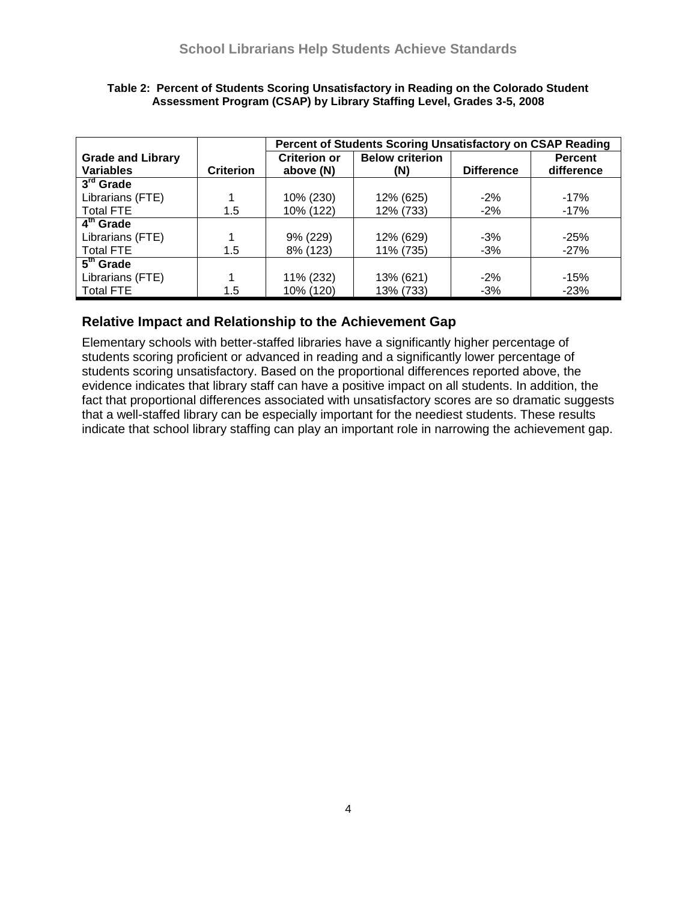**Table 2: Percent of Students Scoring Unsatisfactory in Reading on the Colorado Student Assessment Program (CSAP) by Library Staffing Level, Grades 3-5, 2008**

| | | Percent of Students Scoring Unsatisfactory on CSAP Reading | | | |
|---|---|---|---|---|---|
| **Grade and Library Variables** | **Criterion** | **Criterion or above (N)** | **Below criterion (N)** | **Difference** | **Percent difference** |
| **3rd Grade** | | | | | |
| Librarians (FTE) | 1 | 10% (230) | 12% (625) | -2% | -17% |
| Total FTE | 1.5 | 10% (122) | 12% (733) | -2% | -17% |
| **4th Grade** | | | | | |
| Librarians (FTE) | 1 | 9% (229) | 12% (629) | -3% | -25% |
| Total FTE | 1.5 | 8% (123) | 11% (735) | -3% | -27% |
| **5th Grade** | | | | | |
| Librarians (FTE) | 1 | 11% (232) | 13% (621) | -2% | -15% |
| Total FTE | 1.5 | 10% (120) | 13% (733) | -3% | -23% |

## Relative Impact and Relationship to the Achievement Gap

Elementary schools with better-staffed libraries have a significantly higher percentage of students scoring proficient or advanced in reading and a significantly lower percentage of students scoring unsatisfactory. Based on the proportional differences reported above, the evidence indicates that library staff can have a positive impact on all students. In addition, the fact that proportional differences associated with unsatisfactory scores are so dramatic suggests that a well-staffed library can be especially important for the neediest students. These results indicate that school library staffing can play an important role in narrowing the achievement gap.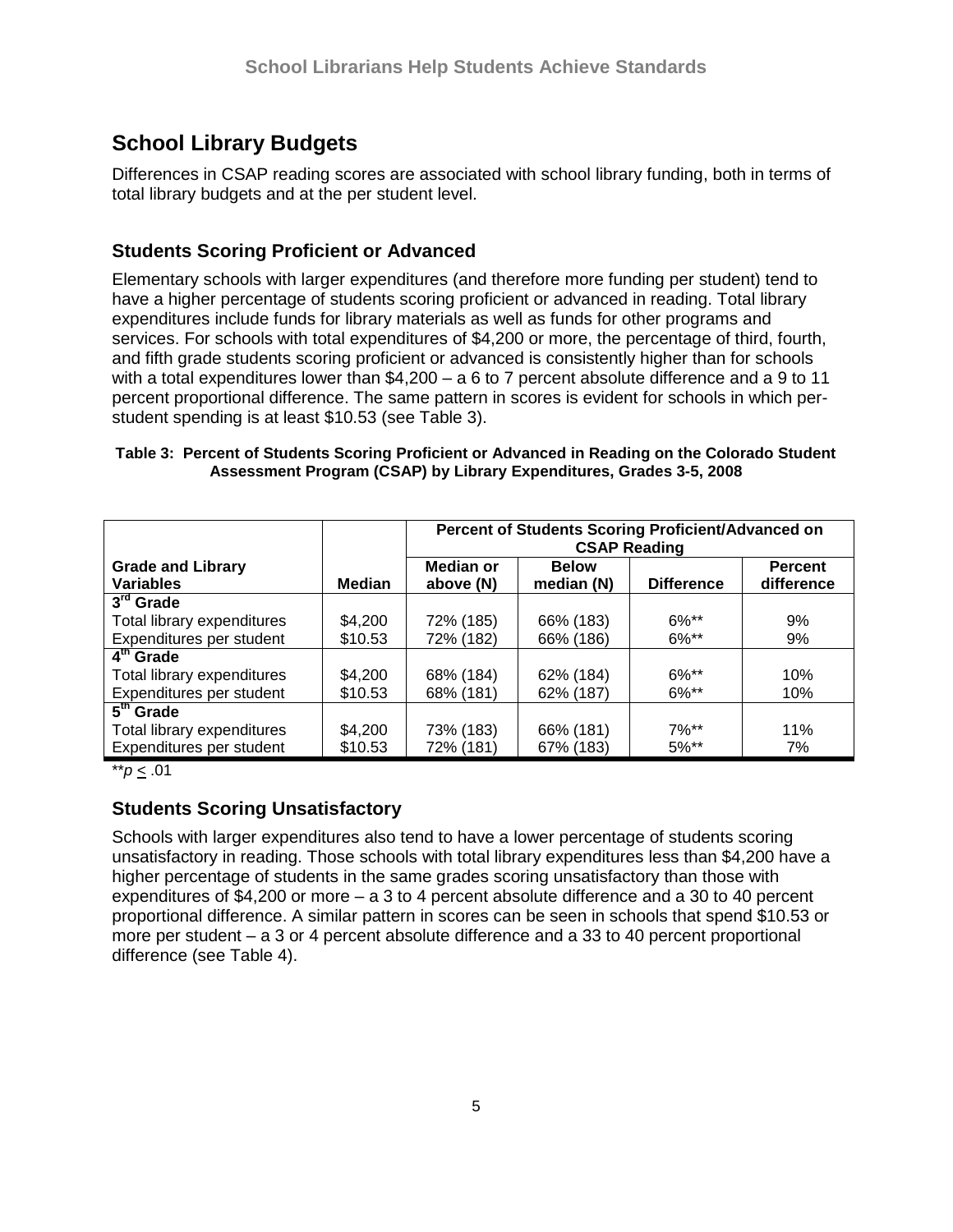## School Library Budgets

Differences in CSAP reading scores are associated with school library funding, both in terms of total library budgets and at the per student level.

### Students Scoring Proficient or Advanced

Elementary schools with larger expenditures (and therefore more funding per student) tend to have a higher percentage of students scoring proficient or advanced in reading. Total library expenditures include funds for library materials as well as funds for other programs and services. For schools with total expenditures of $4,200 or more, the percentage of third, fourth, and fifth grade students scoring proficient or advanced is consistently higher than for schools with a total expenditures lower than $4,200 – a 6 to 7 percent absolute difference and a 9 to 11 percent proportional difference. The same pattern in scores is evident for schools in which per-student spending is at least $10.53 (see Table 3).

**Table 3: Percent of Students Scoring Proficient or Advanced in Reading on the Colorado Student Assessment Program (CSAP) by Library Expenditures, Grades 3-5, 2008**

| | | Percent of Students Scoring Proficient/Advanced on CSAP Reading | | | |
|---|---|---|---|---|---|
| **Grade and Library Variables** | **Median** | **Median or above (N)** | **Below median (N)** | **Difference** | **Percent difference** |
| **3rd Grade** | | | | | |
| Total library expenditures | $4,200 | 72% (185) | 66% (183) | 6%** | 9% |
| Expenditures per student | $10.53 | 72% (182) | 66% (186) | 6%** | 9% |
| **4th Grade** | | | | | |
| Total library expenditures | $4,200 | 68% (184) | 62% (184) | 6%** | 10% |
| Expenditures per student | $10.53 | 68% (181) | 62% (187) | 6%** | 10% |
| **5th Grade** | | | | | |
| Total library expenditures | $4,200 | 73% (183) | 66% (181) | 7%** | 11% |
| Expenditures per student | $10.53 | 72% (181) | 67% (183) | 5%** | 7% |

**$p \leq .01$

### Students Scoring Unsatisfactory

Schools with larger expenditures also tend to have a lower percentage of students scoring unsatisfactory in reading. Those schools with total library expenditures less than $4,200 have a higher percentage of students in the same grades scoring unsatisfactory than those with expenditures of $4,200 or more – a 3 to 4 percent absolute difference and a 30 to 40 percent proportional difference. A similar pattern in scores can be seen in schools that spend $10.53 or more per student – a 3 or 4 percent absolute difference and a 33 to 40 percent proportional difference (see Table 4).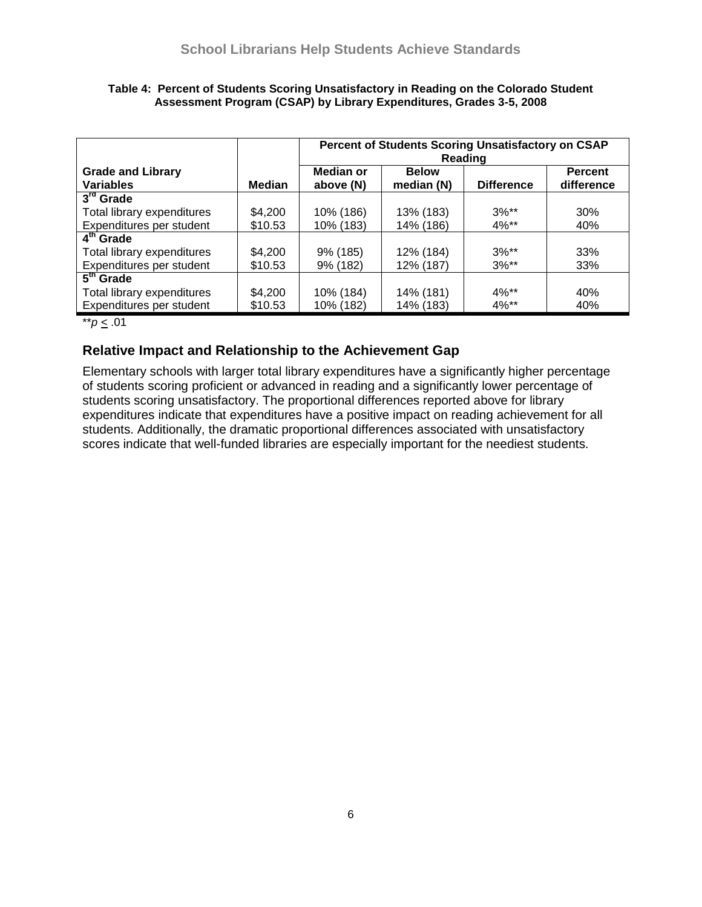**Table 4: Percent of Students Scoring Unsatisfactory in Reading on the Colorado Student Assessment Program (CSAP) by Library Expenditures, Grades 3-5, 2008**

| Grade and Library Variables | Median | Percent of Students Scoring Unsatisfactory on CSAP Reading | | | |
|---|---|---|---|---|---|
| | | Median or above (N) | Below median (N) | Difference | Percent difference |
| **3rd Grade** | | | | | |
| Total library expenditures | $4,200 | 10% (186) | 13% (183) | 3%** | 30% |
| Expenditures per student | $10.53 | 10% (183) | 14% (186) | 4%** | 40% |
| **4th Grade** | | | | | |
| Total library expenditures | $4,200 | 9% (185) | 12% (184) | 3%** | 33% |
| Expenditures per student | $10.53 | 9% (182) | 12% (187) | 3%** | 33% |
| **5th Grade** | | | | | |
| Total library expenditures | $4,200 | 10% (184) | 14% (181) | 4%** | 40% |
| Expenditures per student | $10.53 | 10% (182) | 14% (183) | 4%** | 40% |

**$p \leq .01$

## Relative Impact and Relationship to the Achievement Gap

Elementary schools with larger total library expenditures have a significantly higher percentage of students scoring proficient or advanced in reading and a significantly lower percentage of students scoring unsatisfactory. The proportional differences reported above for library expenditures indicate that expenditures have a positive impact on reading achievement for all students. Additionally, the dramatic proportional differences associated with unsatisfactory scores indicate that well-funded libraries are especially important for the neediest students.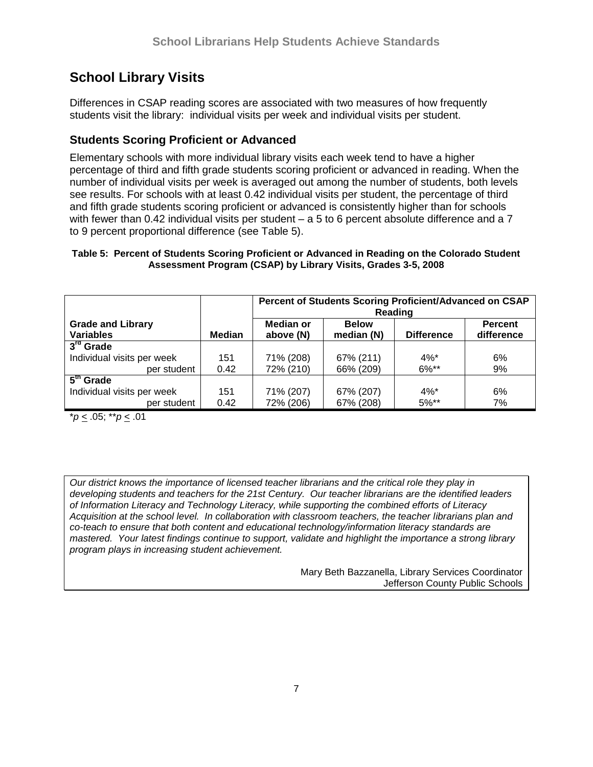# School Library Visits

Differences in CSAP reading scores are associated with two measures of how frequently students visit the library: individual visits per week and individual visits per student.

## Students Scoring Proficient or Advanced

Elementary schools with more individual library visits each week tend to have a higher percentage of third and fifth grade students scoring proficient or advanced in reading. When the number of individual visits per week is averaged out among the number of students, both levels see results. For schools with at least 0.42 individual visits per student, the percentage of third and fifth grade students scoring proficient or advanced is consistently higher than for schools with fewer than 0.42 individual visits per student – a 5 to 6 percent absolute difference and a 7 to 9 percent proportional difference (see Table 5).

**Table 5: Percent of Students Scoring Proficient or Advanced in Reading on the Colorado Student Assessment Program (CSAP) by Library Visits, Grades 3-5, 2008**

| | | Percent of Students Scoring Proficient/Advanced on CSAP Reading | | | |
|---|---|---|---|---|---|
| **Grade and Library Variables** | **Median** | **Median or above (N)** | **Below median (N)** | **Difference** | **Percent difference** |
| **3rd Grade** | | | | | |
| Individual visits per week | 151 | 71% (208) | 67% (211) | 4%* | 6% |
| per student | 0.42 | 72% (210) | 66% (209) | 6%** | 9% |
| **5th Grade** | | | | | |
| Individual visits per week | 151 | 71% (207) | 67% (207) | 4%* | 6% |
| per student | 0.42 | 72% (206) | 67% (208) | 5%** | 7% |

*$p \leq .05$; **$p \leq .01$

*Our district knows the importance of licensed teacher librarians and the critical role they play in developing students and teachers for the 21st Century. Our teacher librarians are the identified leaders of Information Literacy and Technology Literacy, while supporting the combined efforts of Literacy Acquisition at the school level. In collaboration with classroom teachers, the teacher librarians plan and co-teach to ensure that both content and educational technology/information literacy standards are mastered. Your latest findings continue to support, validate and highlight the importance a strong library program plays in increasing student achievement.*

Mary Beth Bazzanella, Library Services Coordinator
Jefferson County Public Schools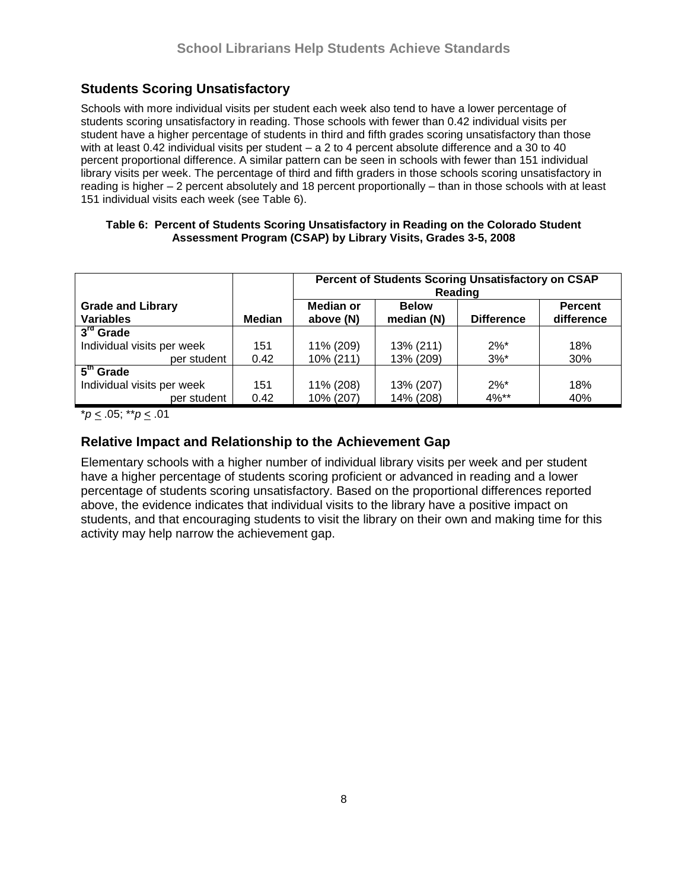## Students Scoring Unsatisfactory

Schools with more individual visits per student each week also tend to have a lower percentage of students scoring unsatisfactory in reading. Those schools with fewer than 0.42 individual visits per student have a higher percentage of students in third and fifth grades scoring unsatisfactory than those with at least 0.42 individual visits per student – a 2 to 4 percent absolute difference and a 30 to 40 percent proportional difference. A similar pattern can be seen in schools with fewer than 151 individual library visits per week. The percentage of third and fifth graders in those schools scoring unsatisfactory in reading is higher – 2 percent absolutely and 18 percent proportionally – than in those schools with at least 151 individual visits each week (see Table 6).

**Table 6: Percent of Students Scoring Unsatisfactory in Reading on the Colorado Student Assessment Program (CSAP) by Library Visits, Grades 3-5, 2008**

| | | Percent of Students Scoring Unsatisfactory on CSAP Reading | | | |
|---|---|---|---|---|---|
| **Grade and Library Variables** | **Median** | **Median or above (N)** | **Below median (N)** | **Difference** | **Percent difference** |
| **3rd Grade** | | | | | |
| Individual visits per week | 151 | 11% (209) | 13% (211) | 2%* | 18% |
| per student | 0.42 | 10% (211) | 13% (209) | 3%* | 30% |
| **5th Grade** | | | | | |
| Individual visits per week | 151 | 11% (208) | 13% (207) | 2%* | 18% |
| per student | 0.42 | 10% (207) | 14% (208) | 4%** | 40% |

*$p \leq .05$; **$p \leq .01$

## Relative Impact and Relationship to the Achievement Gap

Elementary schools with a higher number of individual library visits per week and per student have a higher percentage of students scoring proficient or advanced in reading and a lower percentage of students scoring unsatisfactory. Based on the proportional differences reported above, the evidence indicates that individual visits to the library have a positive impact on students, and that encouraging students to visit the library on their own and making time for this activity may help narrow the achievement gap.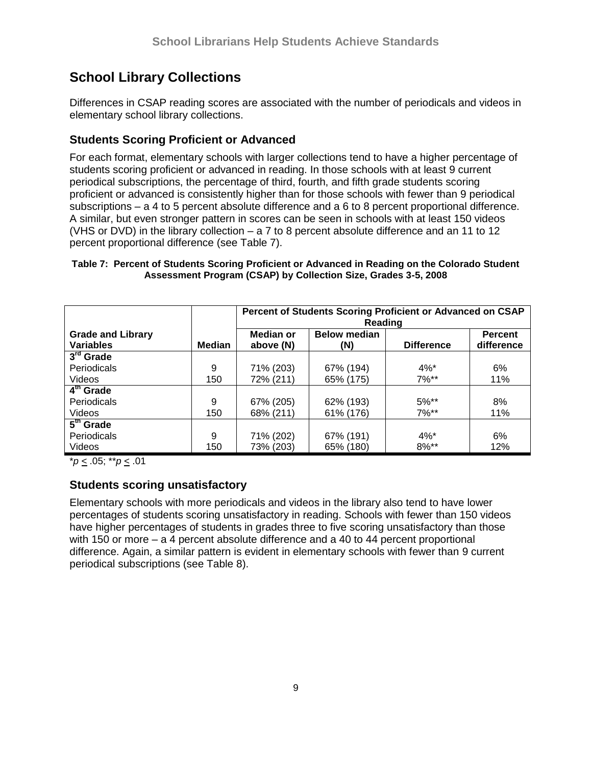## School Library Collections

Differences in CSAP reading scores are associated with the number of periodicals and videos in elementary school library collections.

### Students Scoring Proficient or Advanced

For each format, elementary schools with larger collections tend to have a higher percentage of students scoring proficient or advanced in reading. In those schools with at least 9 current periodical subscriptions, the percentage of third, fourth, and fifth grade students scoring proficient or advanced is consistently higher than for those schools with fewer than 9 periodical subscriptions – a 4 to 5 percent absolute difference and a 6 to 8 percent proportional difference. A similar, but even stronger pattern in scores can be seen in schools with at least 150 videos (VHS or DVD) in the library collection – a 7 to 8 percent absolute difference and an 11 to 12 percent proportional difference (see Table 7).

**Table 7: Percent of Students Scoring Proficient or Advanced in Reading on the Colorado Student Assessment Program (CSAP) by Collection Size, Grades 3-5, 2008**

| | | Percent of Students Scoring Proficient or Advanced on CSAP Reading | | | |
|---|---|---|---|---|---|
| **Grade and Library Variables** | **Median** | **Median or above (N)** | **Below median (N)** | **Difference** | **Percent difference** |
| **3rd Grade** | | | | | |
| Periodicals | 9 | 71% (203) | 67% (194) | 4%* | 6% |
| Videos | 150 | 72% (211) | 65% (175) | 7%** | 11% |
| **4th Grade** | | | | | |
| Periodicals | 9 | 67% (205) | 62% (193) | 5%** | 8% |
| Videos | 150 | 68% (211) | 61% (176) | 7%** | 11% |
| **5th Grade** | | | | | |
| Periodicals | 9 | 71% (202) | 67% (191) | 4%* | 6% |
| Videos | 150 | 73% (203) | 65% (180) | 8%** | 12% |

*$p \leq .05$; **$p \leq .01$

### Students scoring unsatisfactory

Elementary schools with more periodicals and videos in the library also tend to have lower percentages of students scoring unsatisfactory in reading. Schools with fewer than 150 videos have higher percentages of students in grades three to five scoring unsatisfactory than those with 150 or more – a 4 percent absolute difference and a 40 to 44 percent proportional difference. Again, a similar pattern is evident in elementary schools with fewer than 9 current periodical subscriptions (see Table 8).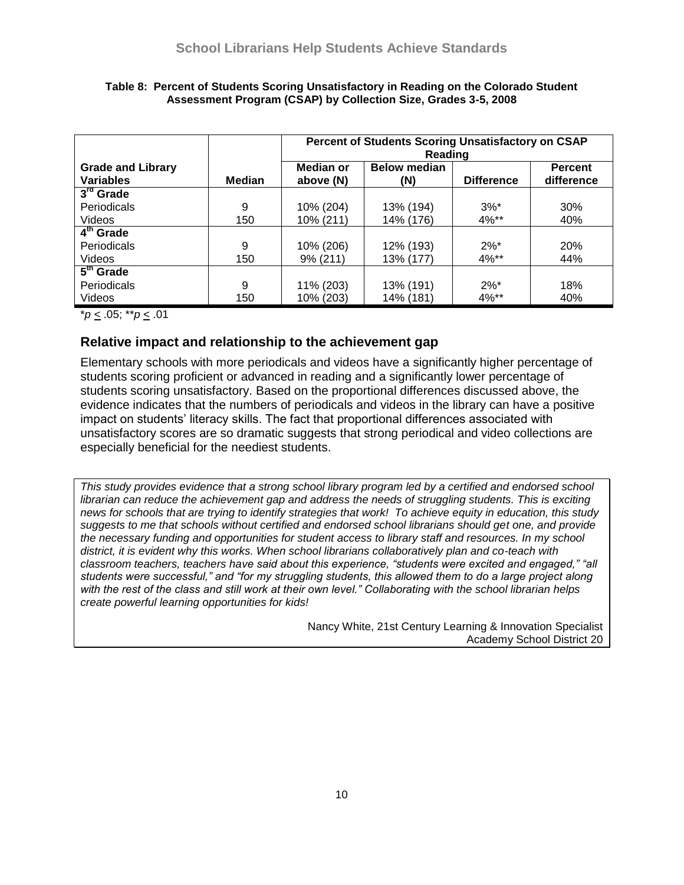**Table 8: Percent of Students Scoring Unsatisfactory in Reading on the Colorado Student Assessment Program (CSAP) by Collection Size, Grades 3-5, 2008**

| | | Percent of Students Scoring Unsatisfactory on CSAP Reading | | | |
|---|---|---|---|---|---|
| **Grade and Library Variables** | **Median** | **Median or above (N)** | **Below median (N)** | **Difference** | **Percent difference** |
| **3rd Grade** | | | | | |
| Periodicals | 9 | 10% (204) | 13% (194) | 3%* | 30% |
| Videos | 150 | 10% (211) | 14% (176) | 4%** | 40% |
| **4th Grade** | | | | | |
| Periodicals | 9 | 10% (206) | 12% (193) | 2%* | 20% |
| Videos | 150 | 9% (211) | 13% (177) | 4%** | 44% |
| **5th Grade** | | | | | |
| Periodicals | 9 | 11% (203) | 13% (191) | 2%* | 18% |
| Videos | 150 | 10% (203) | 14% (181) | 4%** | 40% |

*$p \leq .05$; **$p \leq .01$

## Relative impact and relationship to the achievement gap

Elementary schools with more periodicals and videos have a significantly higher percentage of students scoring proficient or advanced in reading and a significantly lower percentage of students scoring unsatisfactory. Based on the proportional differences discussed above, the evidence indicates that the numbers of periodicals and videos in the library can have a positive impact on students' literacy skills. The fact that proportional differences associated with unsatisfactory scores are so dramatic suggests that strong periodical and video collections are especially beneficial for the neediest students.

*This study provides evidence that a strong school library program led by a certified and endorsed school librarian can reduce the achievement gap and address the needs of struggling students. This is exciting news for schools that are trying to identify strategies that work! To achieve equity in education, this study suggests to me that schools without certified and endorsed school librarians should get one, and provide the necessary funding and opportunities for student access to library staff and resources. In my school district, it is evident why this works. When school librarians collaboratively plan and co-teach with classroom teachers, teachers have said about this experience, "students were excited and engaged," "all students were successful," and "for my struggling students, this allowed them to do a large project along with the rest of the class and still work at their own level." Collaborating with the school librarian helps create powerful learning opportunities for kids!*

Nancy White, 21st Century Learning & Innovation Specialist
Academy School District 20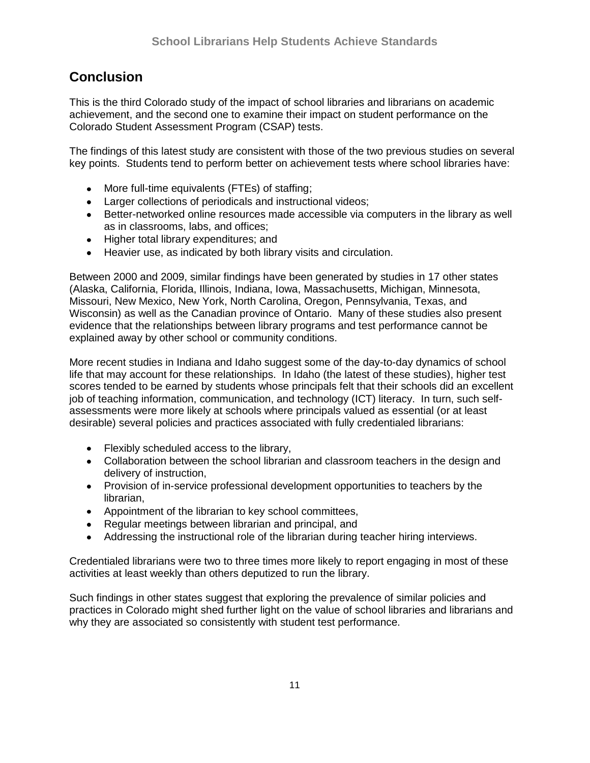## Conclusion

This is the third Colorado study of the impact of school libraries and librarians on academic achievement, and the second one to examine their impact on student performance on the Colorado Student Assessment Program (CSAP) tests.

The findings of this latest study are consistent with those of the two previous studies on several key points. Students tend to perform better on achievement tests where school libraries have:

- More full-time equivalents (FTEs) of staffing;
- Larger collections of periodicals and instructional videos;
- Better-networked online resources made accessible via computers in the library as well as in classrooms, labs, and offices;
- Higher total library expenditures; and
- Heavier use, as indicated by both library visits and circulation.

Between 2000 and 2009, similar findings have been generated by studies in 17 other states (Alaska, California, Florida, Illinois, Indiana, Iowa, Massachusetts, Michigan, Minnesota, Missouri, New Mexico, New York, North Carolina, Oregon, Pennsylvania, Texas, and Wisconsin) as well as the Canadian province of Ontario. Many of these studies also present evidence that the relationships between library programs and test performance cannot be explained away by other school or community conditions.

More recent studies in Indiana and Idaho suggest some of the day-to-day dynamics of school life that may account for these relationships. In Idaho (the latest of these studies), higher test scores tended to be earned by students whose principals felt that their schools did an excellent job of teaching information, communication, and technology (ICT) literacy. In turn, such self-assessments were more likely at schools where principals valued as essential (or at least desirable) several policies and practices associated with fully credentialed librarians:

- Flexibly scheduled access to the library,
- Collaboration between the school librarian and classroom teachers in the design and delivery of instruction,
- Provision of in-service professional development opportunities to teachers by the librarian,
- Appointment of the librarian to key school committees,
- Regular meetings between librarian and principal, and
- Addressing the instructional role of the librarian during teacher hiring interviews.

Credentialed librarians were two to three times more likely to report engaging in most of these activities at least weekly than others deputized to run the library.

Such findings in other states suggest that exploring the prevalence of similar policies and practices in Colorado might shed further light on the value of school libraries and librarians and why they are associated so consistently with student test performance.